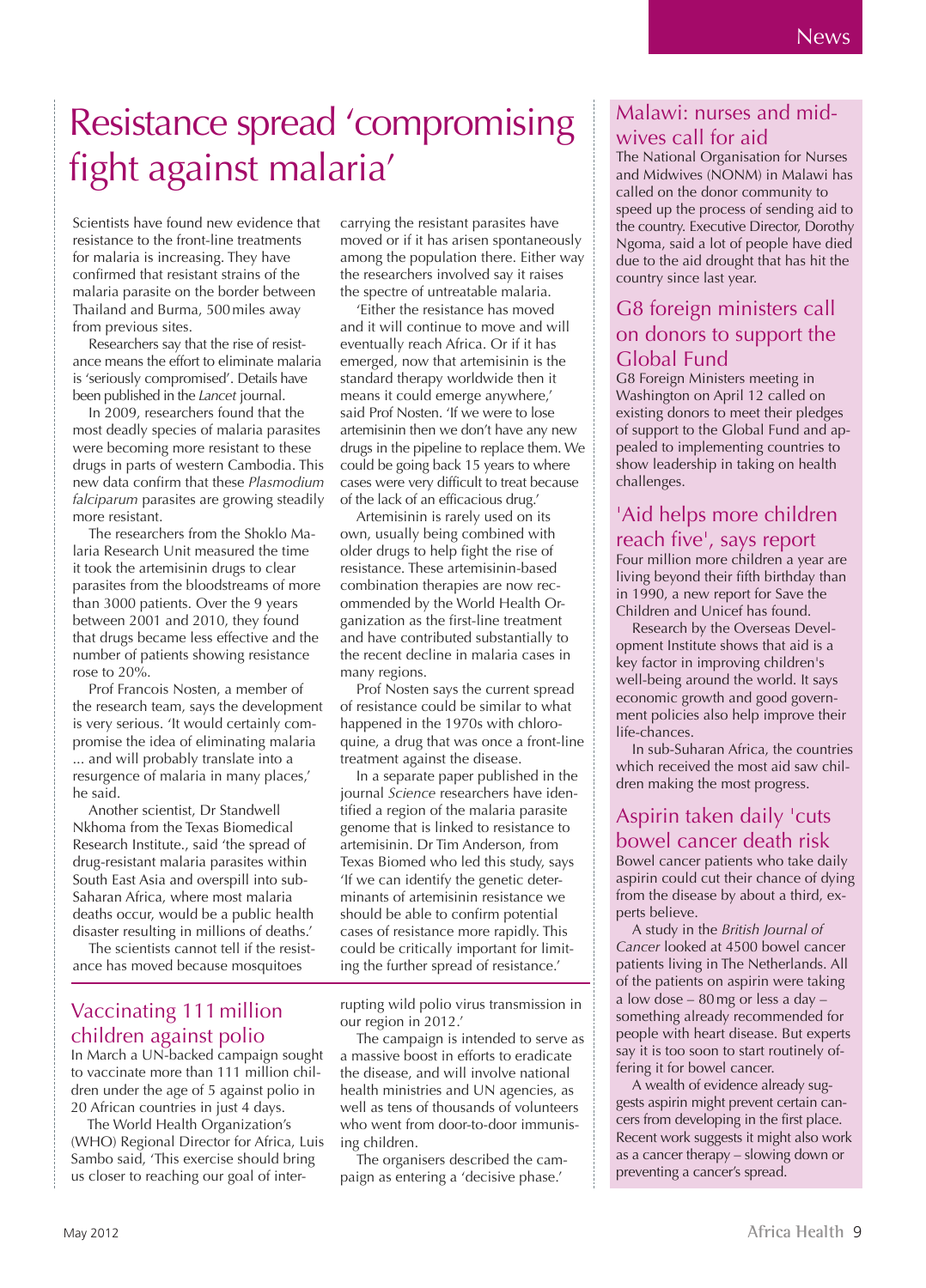# Resistance spread 'compromising fight against malaria'

Scientists have found new evidence that resistance to the front-line treatments for malaria is increasing. They have confirmed that resistant strains of the malaria parasite on the border between Thailand and Burma, 500 miles away from previous sites.

Researchers say that the rise of resistance means the effort to eliminate malaria is 'seriously compromised'. Details have been published in the *Lancet* journal.

In 2009, researchers found that the most deadly species of malaria parasites were becoming more resistant to these drugs in parts of western Cambodia. This new data confirm that these *Plasmodium falciparum* parasites are growing steadily more resistant.

The researchers from the Shoklo Malaria Research Unit measured the time it took the artemisinin drugs to clear parasites from the bloodstreams of more than 3000 patients. Over the 9 years between 2001 and 2010, they found that drugs became less effective and the number of patients showing resistance rose to 20%.

Prof Francois Nosten, a member of the research team, says the development is very serious. 'It would certainly compromise the idea of eliminating malaria ... and will probably translate into a resurgence of malaria in many places,' he said.

Another scientist, Dr Standwell Nkhoma from the Texas Biomedical Research Institute., said 'the spread of drug-resistant malaria parasites within South East Asia and overspill into sub-Saharan Africa, where most malaria deaths occur, would be a public health disaster resulting in millions of deaths.'

The scientists cannot tell if the resistance has moved because mosquitoes carrying the resistant parasites have moved or if it has arisen spontaneously among the population there. Either way the researchers involved say it raises the spectre of untreatable malaria.

'Either the resistance has moved and it will continue to move and will eventually reach Africa. Or if it has emerged, now that artemisinin is the standard therapy worldwide then it means it could emerge anywhere,' said Prof Nosten. 'If we were to lose artemisinin then we don't have any new drugs in the pipeline to replace them. We could be going back 15 years to where cases were very difficult to treat because of the lack of an efficacious drug.'

Artemisinin is rarely used on its own, usually being combined with older drugs to help fight the rise of resistance. These artemisinin-based combination therapies are now recommended by the World Health Organization as the first-line treatment and have contributed substantially to the recent decline in malaria cases in many regions.

Prof Nosten says the current spread of resistance could be similar to what happened in the 1970s with chloroquine, a drug that was once a front-line treatment against the disease.

In a separate paper published in the journal *Science* researchers have identified a region of the malaria parasite genome that is linked to resistance to artemisinin. Dr Tim Anderson, from Texas Biomed who led this study, says 'If we can identify the genetic determinants of artemisinin resistance we should be able to confirm potential cases of resistance more rapidly. This could be critically important for limiting the further spread of resistance.'

## Vaccinating 111 million children against polio

In March a UN-backed campaign sought to vaccinate more than 111 million children under the age of 5 against polio in 20 African countries in just 4 days.

The World Health Organization's (WHO) Regional Director for Africa, Luis Sambo said, 'This exercise should bring us closer to reaching our goal of interrupting wild polio virus transmission in our region in 2012.'

The campaign is intended to serve as a massive boost in efforts to eradicate the disease, and will involve national health ministries and UN agencies, as well as tens of thousands of volunteers who went from door-to-door immunising children.

The organisers described the campaign as entering a 'decisive phase.'

## Malawi: nurses and midwives call for aid

The National Organisation for Nurses and Midwives (NONM) in Malawi has called on the donor community to speed up the process of sending aid to the country. Executive Director, Dorothy Ngoma, said a lot of people have died due to the aid drought that has hit the country since last year.

## G8 foreign ministers call on donors to support the Global Fund

G8 Foreign Ministers meeting in Washington on April 12 called on existing donors to meet their pledges of support to the Global Fund and appealed to implementing countries to show leadership in taking on health challenges.

## 'Aid helps more children reach five', says report

Four million more children a year are living beyond their fifth birthday than in 1990, a new report for Save the Children and Unicef has found.

Research by the Overseas Development Institute shows that aid is a key factor in improving children's well-being around the world. It says economic growth and good government policies also help improve their life-chances.

In sub-Suharan Africa, the countries which received the most aid saw children making the most progress.

## Aspirin taken daily 'cuts bowel cancer death risk

Bowel cancer patients who take daily aspirin could cut their chance of dying from the disease by about a third, experts believe.

A study in the *British Journal of Cancer* looked at 4500 bowel cancer patients living in The Netherlands. All of the patients on aspirin were taking a low dose – 80 mg or less a day – something already recommended for people with heart disease. But experts say it is too soon to start routinely offering it for bowel cancer.

A wealth of evidence already suggests aspirin might prevent certain cancers from developing in the first place. Recent work suggests it might also work as a cancer therapy – slowing down or preventing a cancer's spread.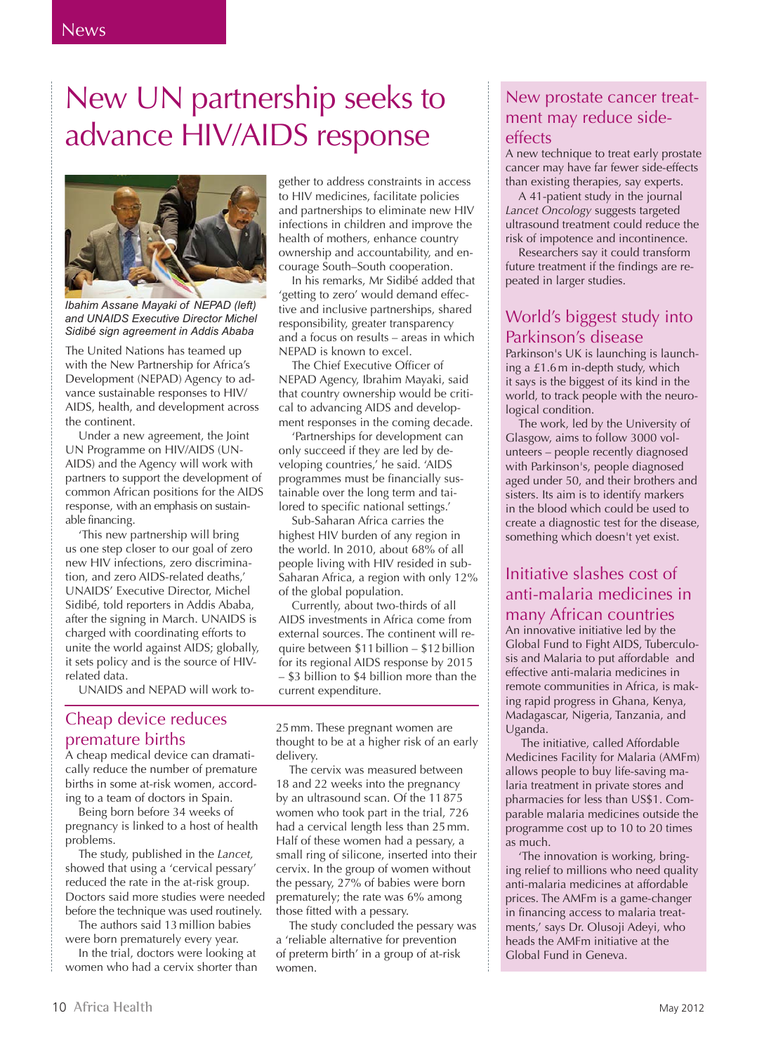# New UN partnership seeks to advance HIV/AIDS response

*Ibahim Assane Mayaki of NEPAD (left) and UNAIDS Executive Director Michel Sidibé sign agreement in Addis Ababa*

The United Nations has teamed up with the New Partnership for Africa's Development (NEPAD) Agency to advance sustainable responses to HIV/AIDS, health, and development across the continent.

Under a new agreement, the Joint UN Programme on HIV/AIDS (UNAIDS) and the Agency will work with partners to support the development of common African positions for the AIDS response, with an emphasis on sustainable financing.

'This new partnership will bring us one step closer to our goal of zero new HIV infections, zero discrimination, and zero AIDS-related deaths,' UNAIDS' Executive Director, Michel Sidibé, told reporters in Addis Ababa, after the signing in March. UNAIDS is charged with coordinating efforts to unite the world against AIDS; globally, it sets policy and is the source of HIV-related data.

UNAIDS and NEPAD will work together to address constraints in access to HIV medicines, facilitate policies and partnerships to eliminate new HIV infections in children and improve the health of mothers, enhance country ownership and accountability, and encourage South–South cooperation.

In his remarks, Mr Sidibé added that 'getting to zero' would demand effective and inclusive partnerships, shared responsibility, greater transparency and a focus on results – areas in which NEPAD is known to excel.

The Chief Executive Officer of NEPAD Agency, Ibrahim Mayaki, said that country ownership would be critical to advancing AIDS and development responses in the coming decade.

'Partnerships for development can only succeed if they are led by developing countries,' he said. 'AIDS programmes must be financially sustainable over the long term and tailored to specific national settings.'

Sub-Saharan Africa carries the highest HIV burden of any region in the world. In 2010, about 68% of all people living with HIV resided in sub-Saharan Africa, a region with only 12% of the global population.

Currently, about two-thirds of all AIDS investments in Africa come from external sources. The continent will require between $11 billion – $12 billion for its regional AIDS response by 2015 – $3 billion to $4 billion more than the current expenditure.

## Cheap device reduces premature births

A cheap medical device can dramatically reduce the number of premature births in some at-risk women, according to a team of doctors in Spain.

Being born before 34 weeks of pregnancy is linked to a host of health problems.

The study, published in the *Lancet,* showed that using a 'cervical pessary' reduced the rate in the at-risk group. Doctors said more studies were needed before the technique was used routinely.

The authors said 13 million babies were born prematurely every year.

In the trial, doctors were looking at women who had a cervix shorter than 25 mm. These pregnant women are thought to be at a higher risk of an early delivery.

The cervix was measured between 18 and 22 weeks into the pregnancy by an ultrasound scan. Of the 11 875 women who took part in the trial, 726 had a cervical length less than 25 mm. Half of these women had a pessary, a small ring of silicone, inserted into their cervix. In the group of women without the pessary, 27% of babies were born prematurely; the rate was 6% among those fitted with a pessary.

The study concluded the pessary was a 'reliable alternative for prevention of preterm birth' in a group of at-risk women.

## New prostate cancer treatment may reduce side-effects

A new technique to treat early prostate cancer may have far fewer side-effects than existing therapies, say experts.

A 41-patient study in the journal *Lancet Oncology* suggests targeted ultrasound treatment could reduce the risk of impotence and incontinence.

Researchers say it could transform future treatment if the findings are repeated in larger studies.

## World's biggest study into Parkinson's disease

Parkinson's UK is launching is launching a £1.6 m in-depth study, which it says is the biggest of its kind in the world, to track people with the neurological condition.

The work, led by the University of Glasgow, aims to follow 3000 volunteers – people recently diagnosed with Parkinson's, people diagnosed aged under 50, and their brothers and sisters. Its aim is to identify markers in the blood which could be used to create a diagnostic test for the disease, something which doesn't yet exist.

## Initiative slashes cost of anti-malaria medicines in many African countries

An innovative initiative led by the Global Fund to Fight AIDS, Tuberculosis and Malaria to put affordable and effective anti-malaria medicines in remote communities in Africa, is making rapid progress in Ghana, Kenya, Madagascar, Nigeria, Tanzania, and Uganda.

The initiative, called Affordable Medicines Facility for Malaria (AMFm) allows people to buy life-saving malaria treatment in private stores and pharmacies for less than US$1. Comparable malaria medicines outside the programme cost up to 10 to 20 times as much.

'The innovation is working, bringing relief to millions who need quality anti-malaria medicines at affordable prices. The AMFm is a game-changer in financing access to malaria treatments,' says Dr. Olusoji Adeyi, who heads the AMFm initiative at the Global Fund in Geneva.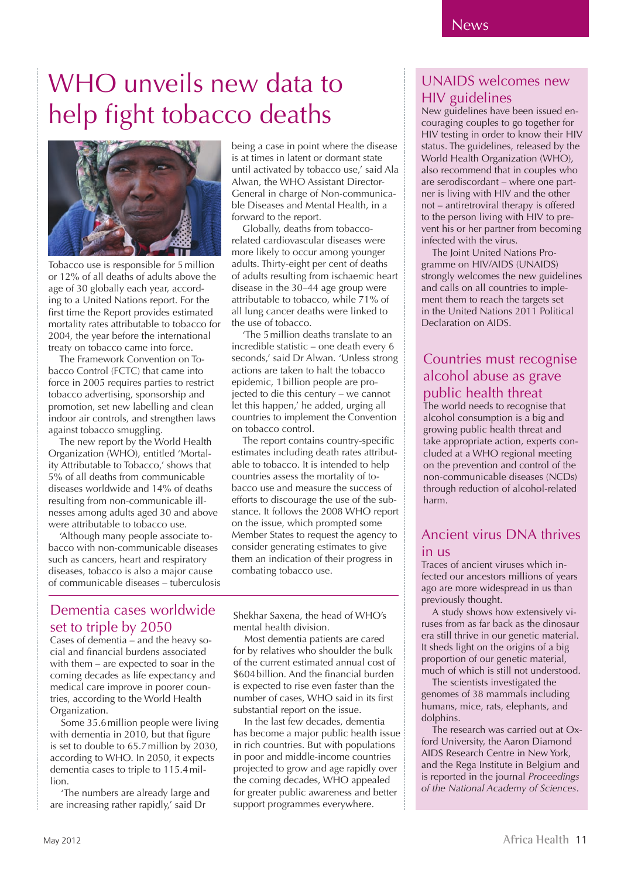# WHO unveils new data to help fight tobacco deaths

Tobacco use is responsible for 5 million or 12% of all deaths of adults above the age of 30 globally each year, according to a United Nations report. For the first time the Report provides estimated mortality rates attributable to tobacco for 2004, the year before the international treaty on tobacco came into force.

The Framework Convention on Tobacco Control (FCTC) that came into force in 2005 requires parties to restrict tobacco advertising, sponsorship and promotion, set new labelling and clean indoor air controls, and strengthen laws against tobacco smuggling.

The new report by the World Health Organization (WHO), entitled 'Mortality Attributable to Tobacco,' shows that 5% of all deaths from communicable diseases worldwide and 14% of deaths resulting from non-communicable illnesses among adults aged 30 and above were attributable to tobacco use.

'Although many people associate tobacco with non-communicable diseases such as cancers, heart and respiratory diseases, tobacco is also a major cause of communicable diseases – tuberculosis being a case in point where the disease is at times in latent or dormant state until activated by tobacco use,' said Ala Alwan, the WHO Assistant Director-General in charge of Non-communicable Diseases and Mental Health, in a forward to the report.

Globally, deaths from tobacco-related cardiovascular diseases were more likely to occur among younger adults. Thirty-eight per cent of deaths of adults resulting from ischaemic heart disease in the 30–44 age group were attributable to tobacco, while 71% of all lung cancer deaths were linked to the use of tobacco.

'The 5 million deaths translate to an incredible statistic – one death every 6 seconds,' said Dr Alwan. 'Unless strong actions are taken to halt the tobacco epidemic, 1 billion people are projected to die this century – we cannot let this happen,' he added, urging all countries to implement the Convention on tobacco control.

The report contains country-specific estimates including death rates attributable to tobacco. It is intended to help countries assess the mortality of tobacco use and measure the success of efforts to discourage the use of the substance. It follows the 2008 WHO report on the issue, which prompted some Member States to request the agency to consider generating estimates to give them an indication of their progress in combating tobacco use.

## Dementia cases worldwide set to triple by 2050

Cases of dementia – and the heavy social and financial burdens associated with them – are expected to soar in the coming decades as life expectancy and medical care improve in poorer countries, according to the World Health Organization.

Some 35.6 million people were living with dementia in 2010, but that figure is set to double to 65.7 million by 2030, according to WHO. In 2050, it expects dementia cases to triple to 115.4 million.

'The numbers are already large and are increasing rather rapidly,' said Dr Shekhar Saxena, the head of WHO's mental health division.

Most dementia patients are cared for by relatives who shoulder the bulk of the current estimated annual cost of $604 billion. And the financial burden is expected to rise even faster than the number of cases, WHO said in its first substantial report on the issue.

In the last few decades, dementia has become a major public health issue in rich countries. But with populations in poor and middle-income countries projected to grow and age rapidly over the coming decades, WHO appealed for greater public awareness and better support programmes everywhere.

## UNAIDS welcomes new HIV guidelines

New guidelines have been issued encouraging couples to go together for HIV testing in order to know their HIV status. The guidelines, released by the World Health Organization (WHO), also recommend that in couples who are serodiscordant – where one partner is living with HIV and the other not – antiretroviral therapy is offered to the person living with HIV to prevent his or her partner from becoming infected with the virus.

The Joint United Nations Programme on HIV/AIDS (UNAIDS) strongly welcomes the new guidelines and calls on all countries to implement them to reach the targets set in the United Nations 2011 Political Declaration on AIDS.

## Countries must recognise alcohol abuse as grave public health threat

The world needs to recognise that alcohol consumption is a big and growing public health threat and take appropriate action, experts concluded at a WHO regional meeting on the prevention and control of the non-communicable diseases (NCDs) through reduction of alcohol-related harm.

## Ancient virus DNA thrives in us

Traces of ancient viruses which infected our ancestors millions of years ago are more widespread in us than previously thought.

A study shows how extensively viruses from as far back as the dinosaur era still thrive in our genetic material. It sheds light on the origins of a big proportion of our genetic material, much of which is still not understood.

The scientists investigated the genomes of 38 mammals including humans, mice, rats, elephants, and dolphins.

The research was carried out at Oxford University, the Aaron Diamond AIDS Research Centre in New York, and the Rega Institute in Belgium and is reported in the journal *Proceedings of the National Academy of Sciences*.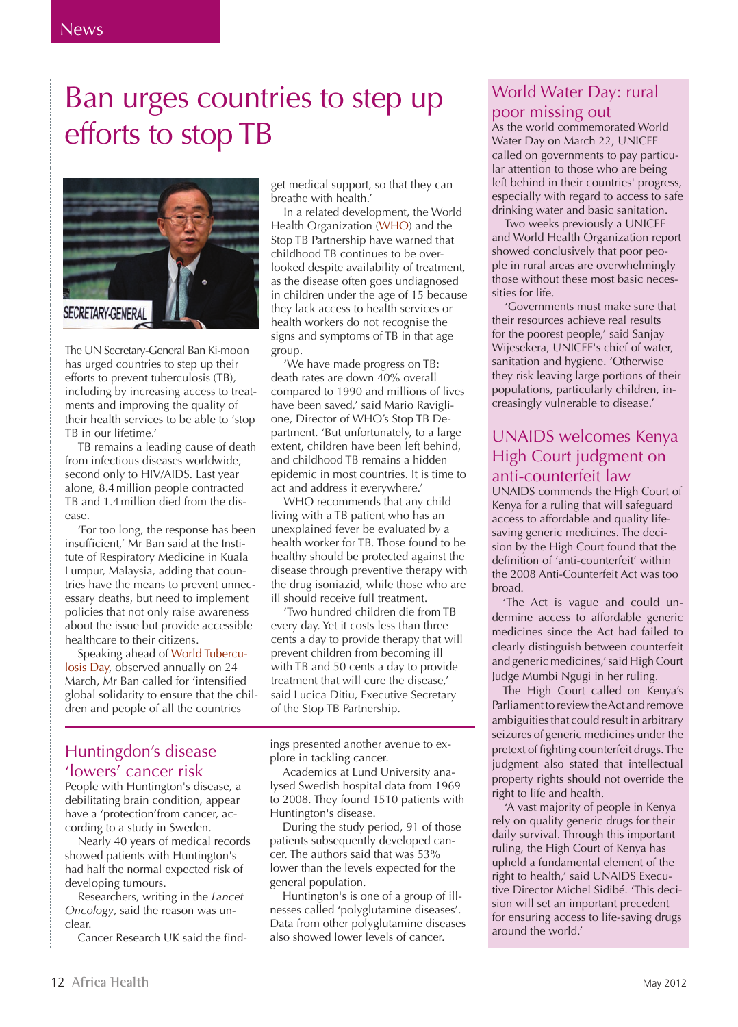# Ban urges countries to step up efforts to stop TB

The UN Secretary-General Ban Ki-moon has urged countries to step up their efforts to prevent tuberculosis (TB), including by increasing access to treatments and improving the quality of their health services to be able to 'stop TB in our lifetime.'

TB remains a leading cause of death from infectious diseases worldwide, second only to HIV/AIDS. Last year alone, 8.4 million people contracted TB and 1.4 million died from the disease.

'For too long, the response has been insufficient,' Mr Ban said at the Institute of Respiratory Medicine in Kuala Lumpur, Malaysia, adding that countries have the means to prevent unnecessary deaths, but need to implement policies that not only raise awareness about the issue but provide accessible healthcare to their citizens.

Speaking ahead of World Tuberculosis Day, observed annually on 24 March, Mr Ban called for 'intensified global solidarity to ensure that the children and people of all the countries get medical support, so that they can breathe with health.'

In a related development, the World Health Organization (WHO) and the Stop TB Partnership have warned that childhood TB continues to be overlooked despite availability of treatment, as the disease often goes undiagnosed in children under the age of 15 because they lack access to health services or health workers do not recognise the signs and symptoms of TB in that age group.

'We have made progress on TB: death rates are down 40% overall compared to 1990 and millions of lives have been saved,' said Mario Raviglione, Director of WHO's Stop TB Department. 'But unfortunately, to a large extent, children have been left behind, and childhood TB remains a hidden epidemic in most countries. It is time to act and address it everywhere.'

WHO recommends that any child living with a TB patient who has an unexplained fever be evaluated by a health worker for TB. Those found to be healthy should be protected against the disease through preventive therapy with the drug isoniazid, while those who are ill should receive full treatment.

'Two hundred children die from TB every day. Yet it costs less than three cents a day to provide therapy that will prevent children from becoming ill with TB and 50 cents a day to provide treatment that will cure the disease,' said Lucica Ditiu, Executive Secretary of the Stop TB Partnership.

## Huntingdon's disease 'lowers' cancer risk

People with Huntington's disease, a debilitating brain condition, appear have a 'protection'from cancer, according to a study in Sweden.

Nearly 40 years of medical records showed patients with Huntington's had half the normal expected risk of developing tumours.

Researchers, writing in the *Lancet Oncology*, said the reason was unclear.

Cancer Research UK said the findings presented another avenue to explore in tackling cancer.

Academics at Lund University analysed Swedish hospital data from 1969 to 2008. They found 1510 patients with Huntington's disease.

During the study period, 91 of those patients subsequently developed cancer. The authors said that was 53% lower than the levels expected for the general population.

Huntington's is one of a group of illnesses called 'polyglutamine diseases'. Data from other polyglutamine diseases also showed lower levels of cancer.

## World Water Day: rural poor missing out

As the world commemorated World Water Day on March 22, UNICEF called on governments to pay particular attention to those who are being left behind in their countries' progress, especially with regard to access to safe drinking water and basic sanitation.

Two weeks previously a UNICEF and World Health Organization report showed conclusively that poor people in rural areas are overwhelmingly those without these most basic necessities for life.

'Governments must make sure that their resources achieve real results for the poorest people,' said Sanjay Wijesekera, UNICEF's chief of water, sanitation and hygiene. 'Otherwise they risk leaving large portions of their populations, particularly children, increasingly vulnerable to disease.'

## UNAIDS welcomes Kenya High Court judgment on anti-counterfeit law

UNAIDS commends the High Court of Kenya for a ruling that will safeguard access to affordable and quality life-saving generic medicines. The decision by the High Court found that the definition of 'anti-counterfeit' within the 2008 Anti-Counterfeit Act was too broad.

'The Act is vague and could undermine access to affordable generic medicines since the Act had failed to clearly distinguish between counterfeit and generic medicines,' said High Court Judge Mumbi Ngugi in her ruling.

The High Court called on Kenya's Parliament to review the Act and remove ambiguities that could result in arbitrary seizures of generic medicines under the pretext of fighting counterfeit drugs. The judgment also stated that intellectual property rights should not override the right to life and health.

'A vast majority of people in Kenya rely on quality generic drugs for their daily survival. Through this important ruling, the High Court of Kenya has upheld a fundamental element of the right to health,' said UNAIDS Executive Director Michel Sidibé. 'This decision will set an important precedent for ensuring access to life-saving drugs around the world.'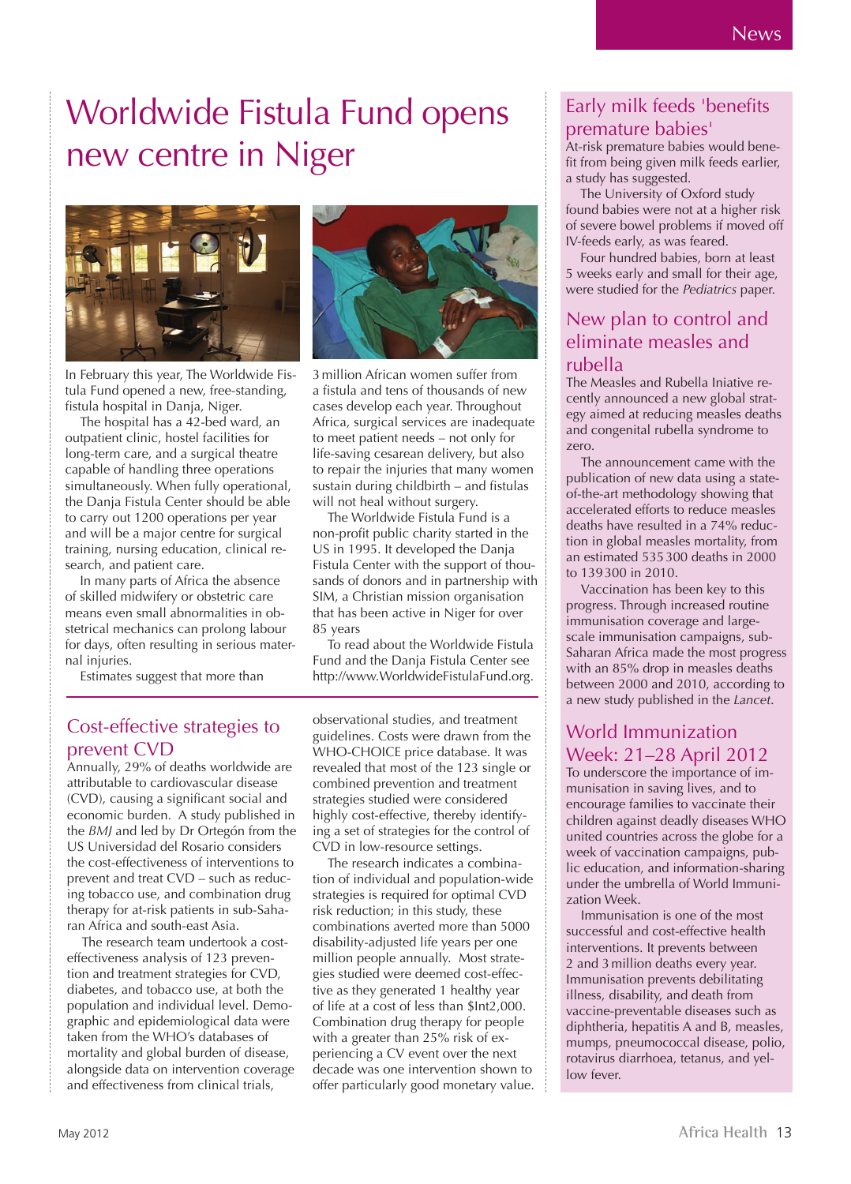# Worldwide Fistula Fund opens new centre in Niger

In February this year, The Worldwide Fistula Fund opened a new, free-standing, fistula hospital in Danja, Niger.

The hospital has a 42-bed ward, an outpatient clinic, hostel facilities for long-term care, and a surgical theatre capable of handling three operations simultaneously. When fully operational, the Danja Fistula Center should be able to carry out 1200 operations per year and will be a major centre for surgical training, nursing education, clinical research, and patient care.

In many parts of Africa the absence of skilled midwifery or obstetric care means even small abnormalities in obstetrical mechanics can prolong labour for days, often resulting in serious maternal injuries.

Estimates suggest that more than 3 million African women suffer from a fistula and tens of thousands of new cases develop each year. Throughout Africa, surgical services are inadequate to meet patient needs – not only for life-saving cesarean delivery, but also to repair the injuries that many women sustain during childbirth – and fistulas will not heal without surgery.

The Worldwide Fistula Fund is a non-profit public charity started in the US in 1995. It developed the Danja Fistula Center with the support of thousands of donors and in partnership with SIM, a Christian mission organisation that has been active in Niger for over 85 years

To read about the Worldwide Fistula Fund and the Danja Fistula Center see http://www.WorldwideFistulaFund.org.

## Cost-effective strategies to prevent CVD

Annually, 29% of deaths worldwide are attributable to cardiovascular disease (CVD), causing a significant social and economic burden. A study published in the *BMJ* and led by Dr Ortegón from the US Universidad del Rosario considers the cost-effectiveness of interventions to prevent and treat CVD – such as reducing tobacco use, and combination drug therapy for at-risk patients in sub-Saharan Africa and south-east Asia.

The research team undertook a cost-effectiveness analysis of 123 prevention and treatment strategies for CVD, diabetes, and tobacco use, at both the population and individual level. Demographic and epidemiological data were taken from the WHO's databases of mortality and global burden of disease, alongside data on intervention coverage and effectiveness from clinical trials, observational studies, and treatment guidelines. Costs were drawn from the WHO-CHOICE price database. It was revealed that most of the 123 single or combined prevention and treatment strategies studied were considered highly cost-effective, thereby identifying a set of strategies for the control of CVD in low-resource settings.

The research indicates a combination of individual and population-wide strategies is required for optimal CVD risk reduction; in this study, these combinations averted more than 5000 disability-adjusted life years per one million people annually. Most strategies studied were deemed cost-effective as they generated 1 healthy year of life at a cost of less than $Int2,000. Combination drug therapy for people with a greater than 25% risk of experiencing a CV event over the next decade was one intervention shown to offer particularly good monetary value.

## Early milk feeds 'benefits premature babies'

At-risk premature babies would benefit from being given milk feeds earlier, a study has suggested.

The University of Oxford study found babies were not at a higher risk of severe bowel problems if moved off IV-feeds early, as was feared.

Four hundred babies, born at least 5 weeks early and small for their age, were studied for the *Pediatrics* paper.

## New plan to control and eliminate measles and rubella

The Measles and Rubella Iniative recently announced a new global strategy aimed at reducing measles deaths and congenital rubella syndrome to zero.

The announcement came with the publication of new data using a state-of-the-art methodology showing that accelerated efforts to reduce measles deaths have resulted in a 74% reduction in global measles mortality, from an estimated 535 300 deaths in 2000 to 139 300 in 2010.

Vaccination has been key to this progress. Through increased routine immunisation coverage and large-scale immunisation campaigns, sub-Saharan Africa made the most progress with an 85% drop in measles deaths between 2000 and 2010, according to a new study published in the *Lancet*.

## World Immunization Week: 21–28 April 2012

To underscore the importance of immunisation in saving lives, and to encourage families to vaccinate their children against deadly diseases WHO united countries across the globe for a week of vaccination campaigns, public education, and information-sharing under the umbrella of World Immunization Week.

Immunisation is one of the most successful and cost-effective health interventions. It prevents between 2 and 3 million deaths every year. Immunisation prevents debilitating illness, disability, and death from vaccine-preventable diseases such as diphtheria, hepatitis A and B, measles, mumps, pneumococcal disease, polio, rotavirus diarrhoea, tetanus, and yellow fever.